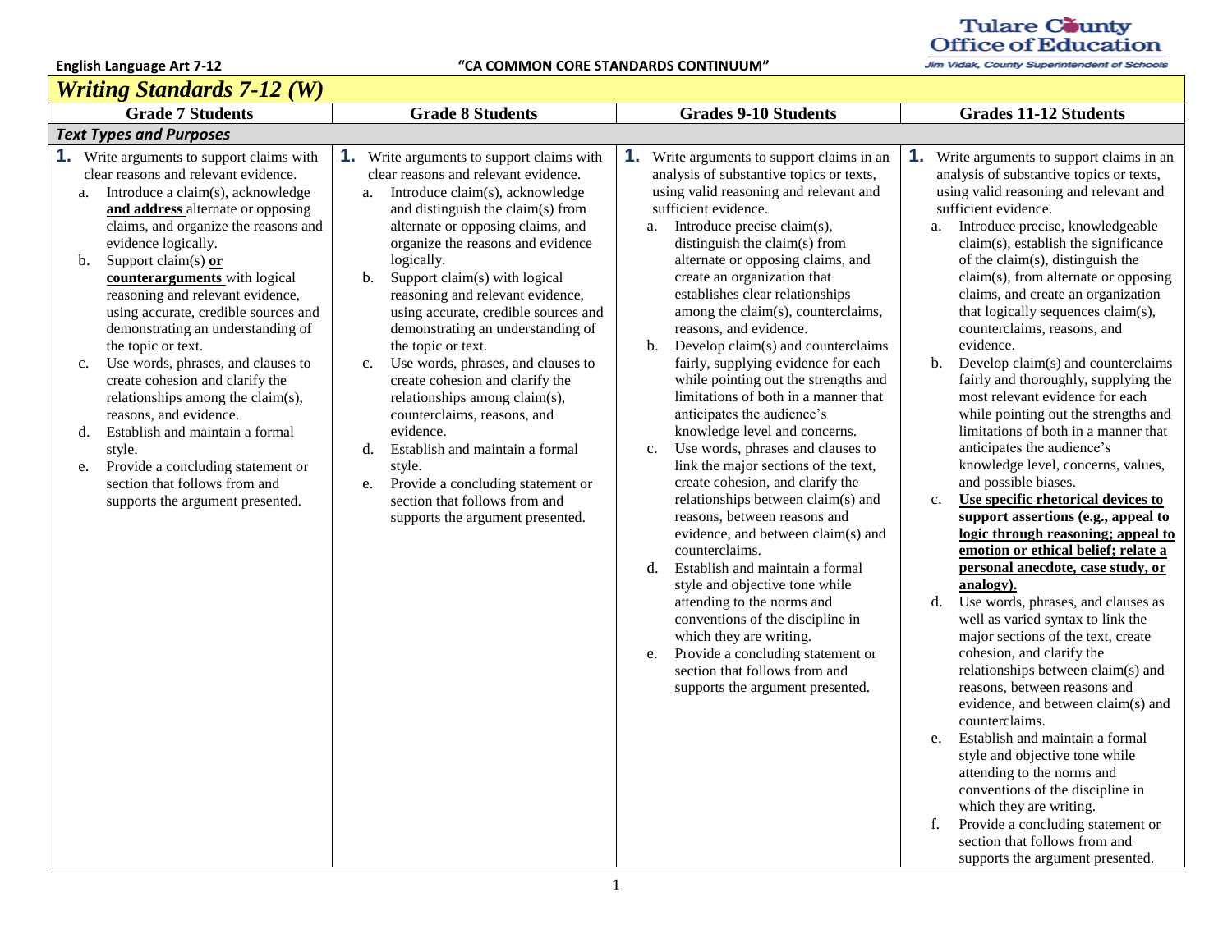English Language Art 7-12 — "CA COMMON CORE STANDARDS CONTINUUM"

Tulare County Office of Education
Jim Vidak, County Superintendent of Schools

# *Writing Standards 7-12 (W)*

| Grade 7 Students | Grade 8 Students | Grades 9-10 Students | Grades 11-12 Students |
|---|---|---|---|
| ***Text Types and Purposes*** | | | |
| **1.** Write arguments to support claims with clear reasons and relevant evidence.<br>a. Introduce a claim(s), acknowledge **<u>and address</u>** alternate or opposing claims, and organize the reasons and evidence logically.<br>b. Support claim(s) **<u>or counterarguments</u>** with logical reasoning and relevant evidence, using accurate, credible sources and demonstrating an understanding of the topic or text.<br>c. Use words, phrases, and clauses to create cohesion and clarify the relationships among the claim(s), reasons, and evidence.<br>d. Establish and maintain a formal style.<br>e. Provide a concluding statement or section that follows from and supports the argument presented. | **1.** Write arguments to support claims with clear reasons and relevant evidence.<br>a. Introduce claim(s), acknowledge and distinguish the claim(s) from alternate or opposing claims, and organize the reasons and evidence logically.<br>b. Support claim(s) with logical reasoning and relevant evidence, using accurate, credible sources and demonstrating an understanding of the topic or text.<br>c. Use words, phrases, and clauses to create cohesion and clarify the relationships among claim(s), counterclaims, reasons, and evidence.<br>d. Establish and maintain a formal style.<br>e. Provide a concluding statement or section that follows from and supports the argument presented. | **1.** Write arguments to support claims in an analysis of substantive topics or texts, using valid reasoning and relevant and sufficient evidence.<br>a. Introduce precise claim(s), distinguish the claim(s) from alternate or opposing claims, and create an organization that establishes clear relationships among the claim(s), counterclaims, reasons, and evidence.<br>b. Develop claim(s) and counterclaims fairly, supplying evidence for each while pointing out the strengths and limitations of both in a manner that anticipates the audience's knowledge level and concerns.<br>c. Use words, phrases and clauses to link the major sections of the text, create cohesion, and clarify the relationships between claim(s) and reasons, between reasons and evidence, and between claim(s) and counterclaims.<br>d. Establish and maintain a formal style and objective tone while attending to the norms and conventions of the discipline in which they are writing.<br>e. Provide a concluding statement or section that follows from and supports the argument presented. | **1.** Write arguments to support claims in an analysis of substantive topics or texts, using valid reasoning and relevant and sufficient evidence.<br>a. Introduce precise, knowledgeable claim(s), establish the significance of the claim(s), distinguish the claim(s), from alternate or opposing claims, and create an organization that logically sequences claim(s), counterclaims, reasons, and evidence.<br>b. Develop claim(s) and counterclaims fairly and thoroughly, supplying the most relevant evidence for each while pointing out the strengths and limitations of both in a manner that anticipates the audience's knowledge level, concerns, values, and possible biases.<br>c. **<u>Use specific rhetorical devices to support assertions (e.g., appeal to logic through reasoning; appeal to emotion or ethical belief; relate a personal anecdote, case study, or analogy).</u>**<br>d. Use words, phrases, and clauses as well as varied syntax to link the major sections of the text, create cohesion, and clarify the relationships between claim(s) and reasons, between reasons and evidence, and between claim(s) and counterclaims.<br>e. Establish and maintain a formal style and objective tone while attending to the norms and conventions of the discipline in which they are writing.<br>f. Provide a concluding statement or section that follows from and supports the argument presented. |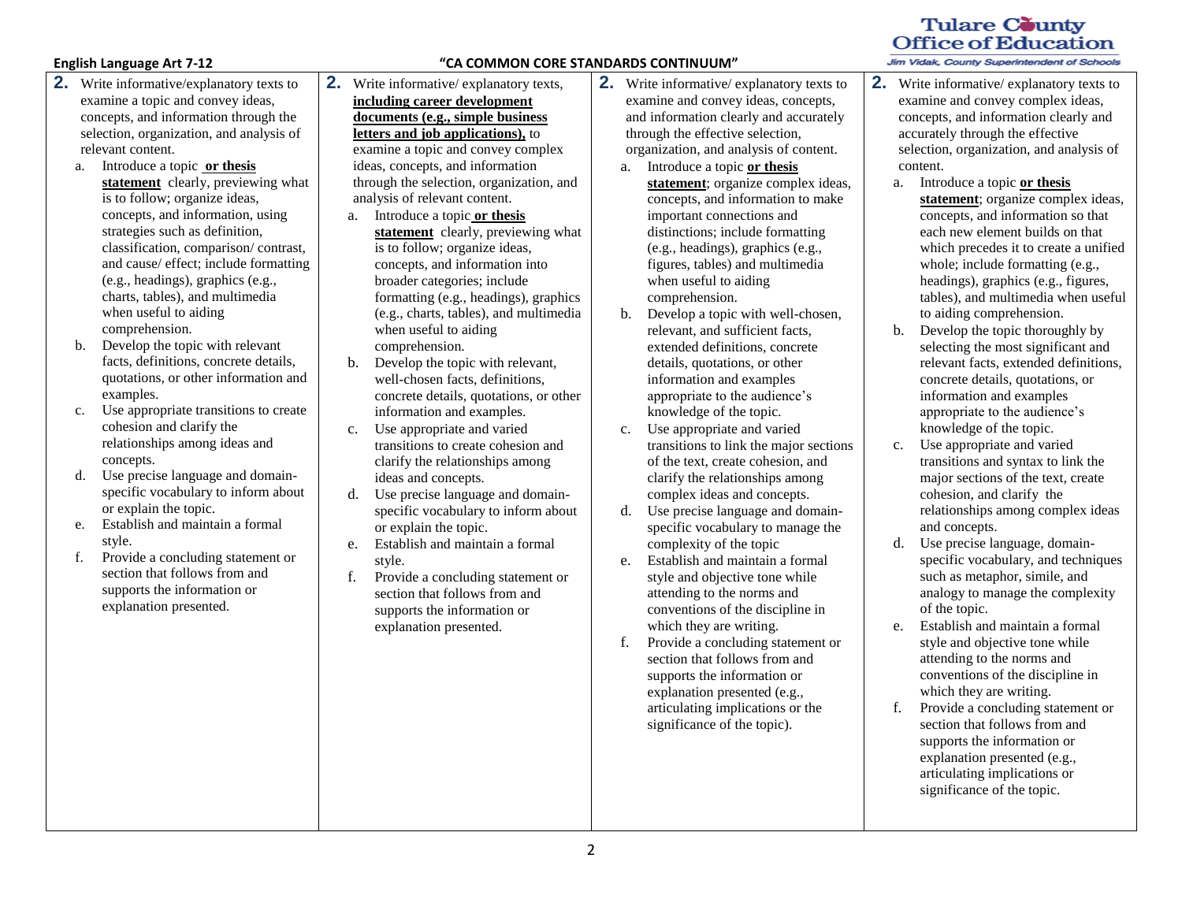English Language Art 7-12 | "CA COMMON CORE STANDARDS CONTINUUM"

**Tulare County Office of Education**
Jim Vidak, County Superintendent of Schools

| | | | |
|---|---|---|---|
| **2.** Write informative/explanatory texts to examine a topic and convey ideas, concepts, and information through the selection, organization, and analysis of relevant content.<br>a. Introduce a topic **or thesis statement** clearly, previewing what is to follow; organize ideas, concepts, and information, using strategies such as definition, classification, comparison/ contrast, and cause/ effect; include formatting (e.g., headings), graphics (e.g., charts, tables), and multimedia when useful to aiding comprehension.<br>b. Develop the topic with relevant facts, definitions, concrete details, quotations, or other information and examples.<br>c. Use appropriate transitions to create cohesion and clarify the relationships among ideas and concepts.<br>d. Use precise language and domain-specific vocabulary to inform about or explain the topic.<br>e. Establish and maintain a formal style.<br>f. Provide a concluding statement or section that follows from and supports the information or explanation presented. | **2.** Write informative/ explanatory texts, **including career development documents (e.g., simple business letters and job applications),** to examine a topic and convey complex ideas, concepts, and information through the selection, organization, and analysis of relevant content.<br>a. Introduce a topic **or thesis statement** clearly, previewing what is to follow; organize ideas, concepts, and information into broader categories; include formatting (e.g., headings), graphics (e.g., charts, tables), and multimedia when useful to aiding comprehension.<br>b. Develop the topic with relevant, well-chosen facts, definitions, concrete details, quotations, or other information and examples.<br>c. Use appropriate and varied transitions to create cohesion and clarify the relationships among ideas and concepts.<br>d. Use precise language and domain-specific vocabulary to inform about or explain the topic.<br>e. Establish and maintain a formal style.<br>f. Provide a concluding statement or section that follows from and supports the information or explanation presented. | **2.** Write informative/ explanatory texts to examine and convey ideas, concepts, and information clearly and accurately through the effective selection, organization, and analysis of content.<br>a. Introduce a topic **or thesis statement**; organize complex ideas, concepts, and information to make important connections and distinctions; include formatting (e.g., headings), graphics (e.g., figures, tables) and multimedia when useful to aiding comprehension.<br>b. Develop a topic with well-chosen, relevant, and sufficient facts, extended definitions, concrete details, quotations, or other information and examples appropriate to the audience's knowledge of the topic.<br>c. Use appropriate and varied transitions to link the major sections of the text, create cohesion, and clarify the relationships among complex ideas and concepts.<br>d. Use precise language and domain-specific vocabulary to manage the complexity of the topic<br>e. Establish and maintain a formal style and objective tone while attending to the norms and conventions of the discipline in which they are writing.<br>f. Provide a concluding statement or section that follows from and supports the information or explanation presented (e.g., articulating implications or the significance of the topic). | **2.** Write informative/ explanatory texts to examine and convey complex ideas, concepts, and information clearly and accurately through the effective selection, organization, and analysis of content.<br>a. Introduce a topic **or thesis statement**; organize complex ideas, concepts, and information so that each new element builds on that which precedes it to create a unified whole; include formatting (e.g., headings), graphics (e.g., figures, tables), and multimedia when useful to aiding comprehension.<br>b. Develop the topic thoroughly by selecting the most significant and relevant facts, extended definitions, concrete details, quotations, or information and examples appropriate to the audience's knowledge of the topic.<br>c. Use appropriate and varied transitions and syntax to link the major sections of the text, create cohesion, and clarify the relationships among complex ideas and concepts.<br>d. Use precise language, domain-specific vocabulary, and techniques such as metaphor, simile, and analogy to manage the complexity of the topic.<br>e. Establish and maintain a formal style and objective tone while attending to the norms and conventions of the discipline in which they are writing.<br>f. Provide a concluding statement or section that follows from and supports the information or explanation presented (e.g., articulating implications or significance of the topic. |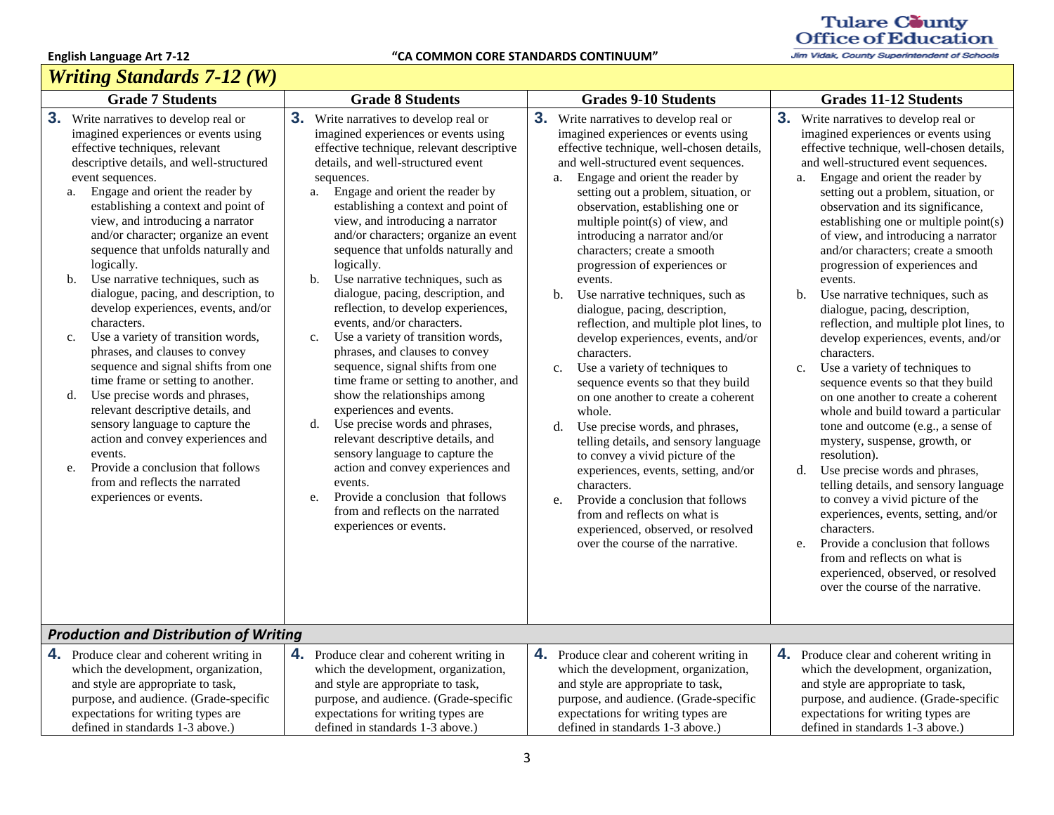## Writing Standards 7-12 (W)

| Grade 7 Students | Grade 8 Students | Grades 9-10 Students | Grades 11-12 Students |
|---|---|---|---|
| **3.** Write narratives to develop real or imagined experiences or events using effective techniques, relevant descriptive details, and well-structured event sequences.<br>a. Engage and orient the reader by establishing a context and point of view, and introducing a narrator and/or character; organize an event sequence that unfolds naturally and logically.<br>b. Use narrative techniques, such as dialogue, pacing, and description, to develop experiences, events, and/or characters.<br>c. Use a variety of transition words, phrases, and clauses to convey sequence and signal shifts from one time frame or setting to another.<br>d. Use precise words and phrases, relevant descriptive details, and sensory language to capture the action and convey experiences and events.<br>e. Provide a conclusion that follows from and reflects the narrated experiences or events. | **3.** Write narratives to develop real or imagined experiences or events using effective technique, relevant descriptive details, and well-structured event sequences.<br>a. Engage and orient the reader by establishing a context and point of view, and introducing a narrator and/or characters; organize an event sequence that unfolds naturally and logically.<br>b. Use narrative techniques, such as dialogue, pacing, description, and reflection, to develop experiences, events, and/or characters.<br>c. Use a variety of transition words, phrases, and clauses to convey sequence, signal shifts from one time frame or setting to another, and show the relationships among experiences and events.<br>d. Use precise words and phrases, relevant descriptive details, and sensory language to capture the action and convey experiences and events.<br>e. Provide a conclusion that follows from and reflects on the narrated experiences or events. | **3.** Write narratives to develop real or imagined experiences or events using effective technique, well-chosen details, and well-structured event sequences.<br>a. Engage and orient the reader by setting out a problem, situation, or observation, establishing one or multiple point(s) of view, and introducing a narrator and/or characters; create a smooth progression of experiences or events.<br>b. Use narrative techniques, such as dialogue, pacing, description, reflection, and multiple plot lines, to develop experiences, events, and/or characters.<br>c. Use a variety of techniques to sequence events so that they build on one another to create a coherent whole.<br>d. Use precise words, and phrases, telling details, and sensory language to convey a vivid picture of the experiences, events, setting, and/or characters.<br>e. Provide a conclusion that follows from and reflects on what is experienced, observed, or resolved over the course of the narrative. | **3.** Write narratives to develop real or imagined experiences or events using effective technique, well-chosen details, and well-structured event sequences.<br>a. Engage and orient the reader by setting out a problem, situation, or observation and its significance, establishing one or multiple point(s) of view, and introducing a narrator and/or characters; create a smooth progression of experiences and events.<br>b. Use narrative techniques, such as dialogue, pacing, description, reflection, and multiple plot lines, to develop experiences, events, and/or characters.<br>c. Use a variety of techniques to sequence events so that they build on one another to create a coherent whole and build toward a particular tone and outcome (e.g., a sense of mystery, suspense, growth, or resolution).<br>d. Use precise words and phrases, telling details, and sensory language to convey a vivid picture of the experiences, events, setting, and/or characters.<br>e. Provide a conclusion that follows from and reflects on what is experienced, observed, or resolved over the course of the narrative. |
| ***Production and Distribution of Writing*** | | | |
| **4.** Produce clear and coherent writing in which the development, organization, and style are appropriate to task, purpose, and audience. (Grade-specific expectations for writing types are defined in standards 1-3 above.) | **4.** Produce clear and coherent writing in which the development, organization, and style are appropriate to task, purpose, and audience. (Grade-specific expectations for writing types are defined in standards 1-3 above.) | **4.** Produce clear and coherent writing in which the development, organization, and style are appropriate to task, purpose, and audience. (Grade-specific expectations for writing types are defined in standards 1-3 above.) | **4.** Produce clear and coherent writing in which the development, organization, and style are appropriate to task, purpose, and audience. (Grade-specific expectations for writing types are defined in standards 1-3 above.) |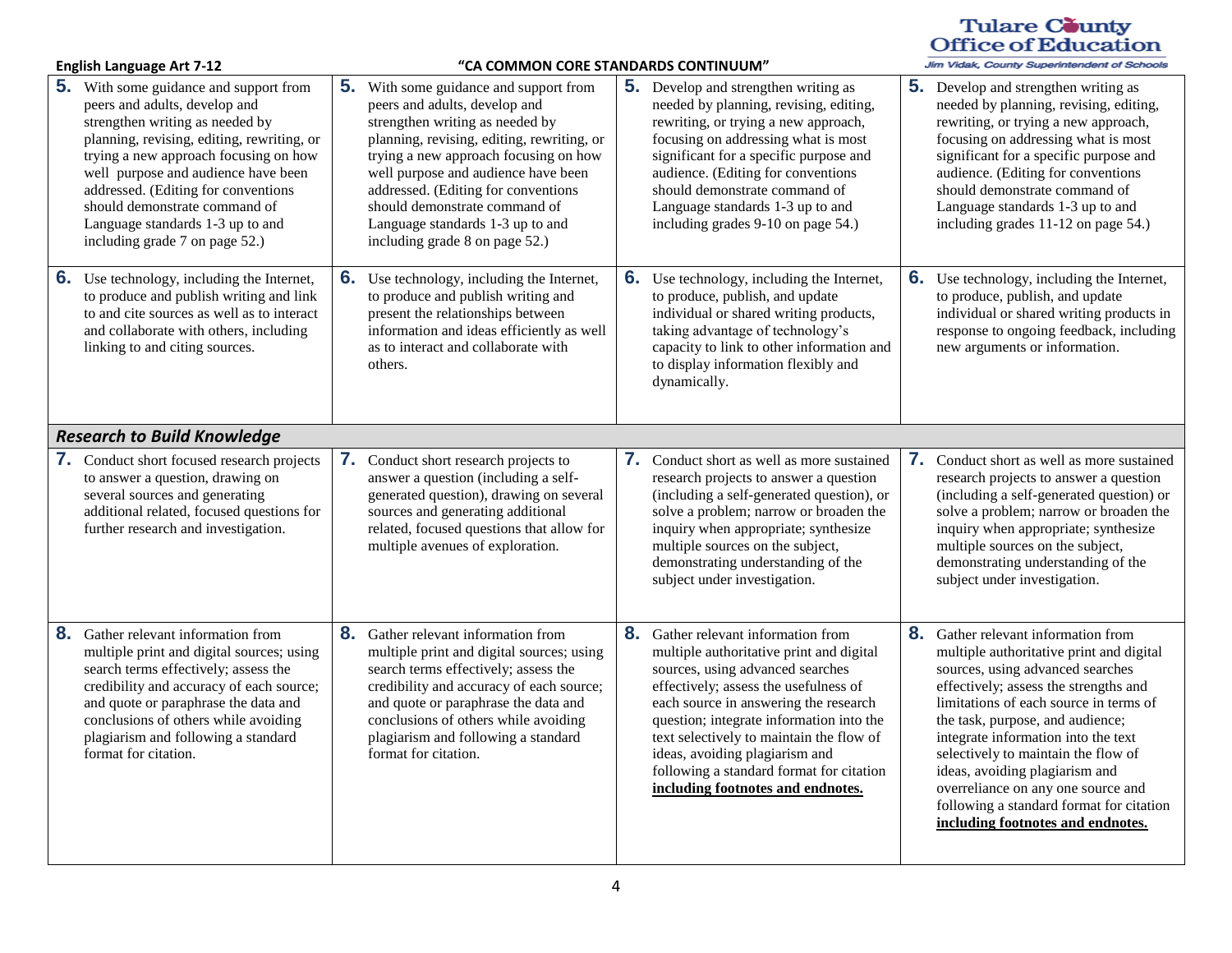| | | | |
|---|---|---|---|
| **5.** With some guidance and support from peers and adults, develop and strengthen writing as needed by planning, revising, editing, rewriting, or trying a new approach focusing on how well purpose and audience have been addressed. (Editing for conventions should demonstrate command of Language standards 1-3 up to and including grade 7 on page 52.) | **5.** With some guidance and support from peers and adults, develop and strengthen writing as needed by planning, revising, editing, rewriting, or trying a new approach focusing on how well purpose and audience have been addressed. (Editing for conventions should demonstrate command of Language standards 1-3 up to and including grade 8 on page 52.) | **5.** Develop and strengthen writing as needed by planning, revising, editing, rewriting, or trying a new approach, focusing on addressing what is most significant for a specific purpose and audience. (Editing for conventions should demonstrate command of Language standards 1-3 up to and including grades 9-10 on page 54.) | **5.** Develop and strengthen writing as needed by planning, revising, editing, rewriting, or trying a new approach, focusing on addressing what is most significant for a specific purpose and audience. (Editing for conventions should demonstrate command of Language standards 1-3 up to and including grades 11-12 on page 54.) |
| **6.** Use technology, including the Internet, to produce and publish writing and link to and cite sources as well as to interact and collaborate with others, including linking to and citing sources. | **6.** Use technology, including the Internet, to produce and publish writing and present the relationships between information and ideas efficiently as well as to interact and collaborate with others. | **6.** Use technology, including the Internet, to produce, publish, and update individual or shared writing products, taking advantage of technology's capacity to link to other information and to display information flexibly and dynamically. | **6.** Use technology, including the Internet, to produce, publish, and update individual or shared writing products in response to ongoing feedback, including new arguments or information. |
| ***Research to Build Knowledge*** | | | |
| **7.** Conduct short focused research projects to answer a question, drawing on several sources and generating additional related, focused questions for further research and investigation. | **7.** Conduct short research projects to answer a question (including a self-generated question), drawing on several sources and generating additional related, focused questions that allow for multiple avenues of exploration. | **7.** Conduct short as well as more sustained research projects to answer a question (including a self-generated question), or solve a problem; narrow or broaden the inquiry when appropriate; synthesize multiple sources on the subject, demonstrating understanding of the subject under investigation. | **7.** Conduct short as well as more sustained research projects to answer a question (including a self-generated question) or solve a problem; narrow or broaden the inquiry when appropriate; synthesize multiple sources on the subject, demonstrating understanding of the subject under investigation. |
| **8.** Gather relevant information from multiple print and digital sources; using search terms effectively; assess the credibility and accuracy of each source; and quote or paraphrase the data and conclusions of others while avoiding plagiarism and following a standard format for citation. | **8.** Gather relevant information from multiple print and digital sources; using search terms effectively; assess the credibility and accuracy of each source; and quote or paraphrase the data and conclusions of others while avoiding plagiarism and following a standard format for citation. | **8.** Gather relevant information from multiple authoritative print and digital sources, using advanced searches effectively; assess the usefulness of each source in answering the research question; integrate information into the text selectively to maintain the flow of ideas, avoiding plagiarism and following a standard format for citation **including footnotes and endnotes.** | **8.** Gather relevant information from multiple authoritative print and digital sources, using advanced searches effectively; assess the strengths and limitations of each source in terms of the task, purpose, and audience; integrate information into the text selectively to maintain the flow of ideas, avoiding plagiarism and overreliance on any one source and following a standard format for citation **including footnotes and endnotes.** |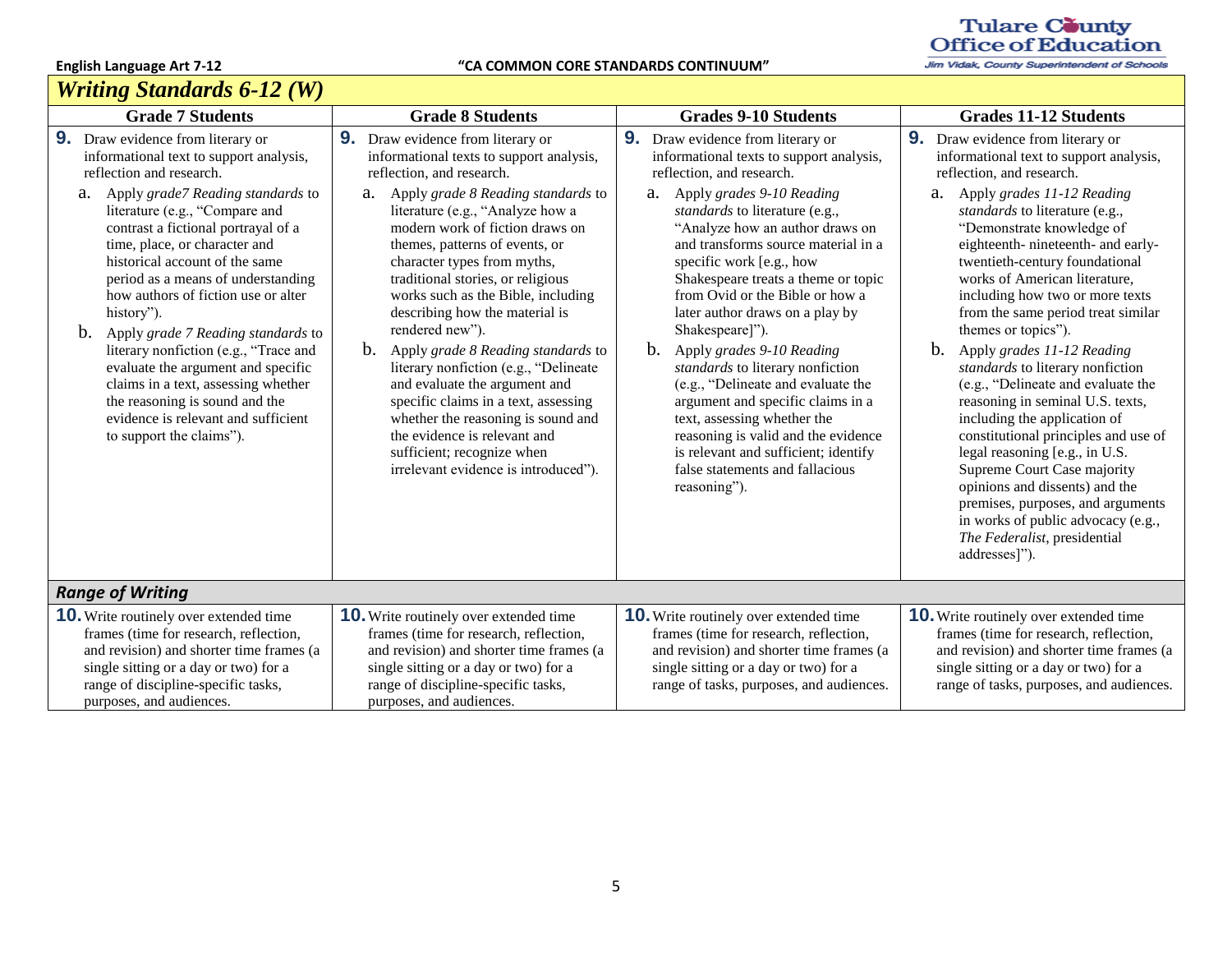## Writing Standards 6-12 (W)

| Grade 7 Students | Grade 8 Students | Grades 9-10 Students | Grades 11-12 Students |
|---|---|---|---|
| **9.** Draw evidence from literary or informational text to support analysis, reflection and research.<br>a. Apply *grade7 Reading standards* to literature (e.g., "Compare and contrast a fictional portrayal of a time, place, or character and historical account of the same period as a means of understanding how authors of fiction use or alter history").<br>b. Apply *grade 7 Reading standards* to literary nonfiction (e.g., "Trace and evaluate the argument and specific claims in a text, assessing whether the reasoning is sound and the evidence is relevant and sufficient to support the claims"). | **9.** Draw evidence from literary or informational texts to support analysis, reflection, and research.<br>a. Apply *grade 8 Reading standards* to literature (e.g., "Analyze how a modern work of fiction draws on themes, patterns of events, or character types from myths, traditional stories, or religious works such as the Bible, including describing how the material is rendered new").<br>b. Apply *grade 8 Reading standards* to literary nonfiction (e.g., "Delineate and evaluate the argument and specific claims in a text, assessing whether the reasoning is sound and the evidence is relevant and sufficient; recognize when irrelevant evidence is introduced"). | **9.** Draw evidence from literary or informational texts to support analysis, reflection, and research.<br>a. Apply *grades 9-10 Reading standards* to literature (e.g., "Analyze how an author draws on and transforms source material in a specific work [e.g., how Shakespeare treats a theme or topic from Ovid or the Bible or how a later author draws on a play by Shakespeare]").<br>b. Apply *grades 9-10 Reading standards* to literary nonfiction (e.g., "Delineate and evaluate the argument and specific claims in a text, assessing whether the reasoning is valid and the evidence is relevant and sufficient; identify false statements and fallacious reasoning"). | **9.** Draw evidence from literary or informational text to support analysis, reflection, and research.<br>a. Apply *grades 11-12 Reading standards* to literature (e.g., "Demonstrate knowledge of eighteenth- nineteenth- and early-twentieth-century foundational works of American literature, including how two or more texts from the same period treat similar themes or topics").<br>b. Apply *grades 11-12 Reading standards* to literary nonfiction (e.g., "Delineate and evaluate the reasoning in seminal U.S. texts, including the application of constitutional principles and use of legal reasoning [e.g., in U.S. Supreme Court Case majority opinions and dissents) and the premises, purposes, and arguments in works of public advocacy (e.g., *The Federalist,* presidential addresses]"). |
| ***Range of Writing*** | | | |
| **10.** Write routinely over extended time frames (time for research, reflection, and revision) and shorter time frames (a single sitting or a day or two) for a range of discipline-specific tasks, purposes, and audiences. | **10.** Write routinely over extended time frames (time for research, reflection, and revision) and shorter time frames (a single sitting or a day or two) for a range of discipline-specific tasks, purposes, and audiences. | **10.** Write routinely over extended time frames (time for research, reflection, and revision) and shorter time frames (a single sitting or a day or two) for a range of tasks, purposes, and audiences. | **10.** Write routinely over extended time frames (time for research, reflection, and revision) and shorter time frames (a single sitting or a day or two) for a range of tasks, purposes, and audiences. |